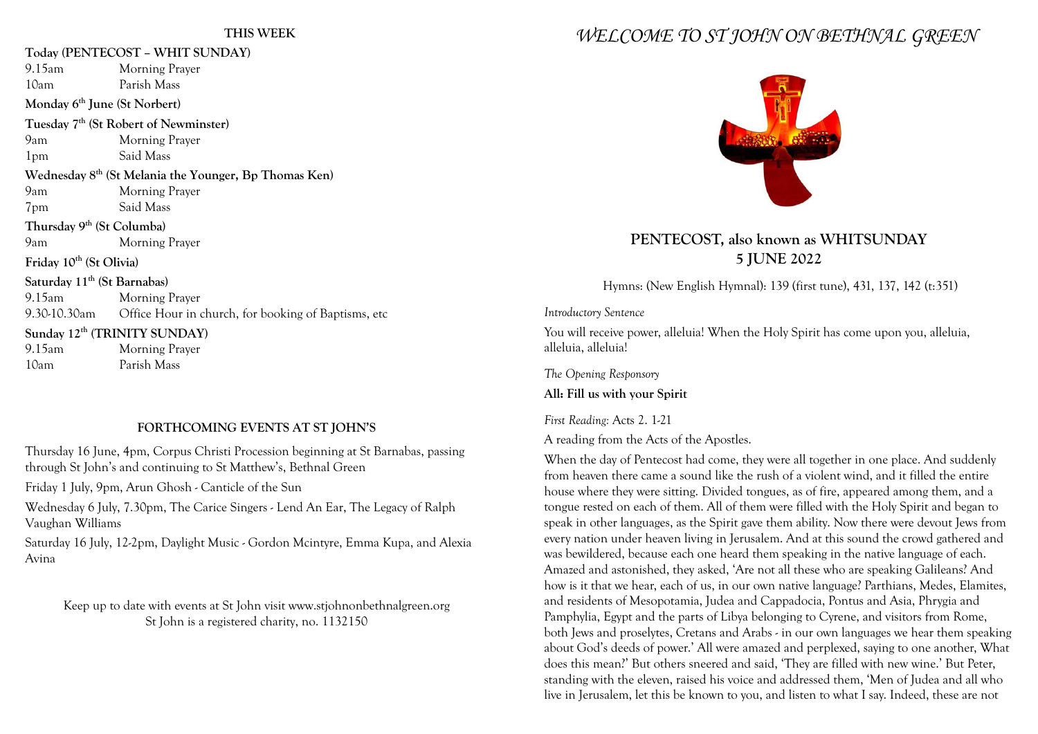## THIS WEEK

**Today (PENTECOST – WHIT SUNDAY)**

9.15am Morning Prayer
10am Parish Mass

**Monday 6th June (St Norbert)**

**Tuesday 7th (St Robert of Newminster)**

9am Morning Prayer
1pm Said Mass

**Wednesday 8th (St Melania the Younger, Bp Thomas Ken)**

9am Morning Prayer
7pm Said Mass

**Thursday 9th (St Columba)**

9am Morning Prayer

**Friday 10th (St Olivia)**

**Saturday 11th (St Barnabas)**

9.15am Morning Prayer
9.30-10.30am Office Hour in church, for booking of Baptisms, etc

**Sunday 12th (TRINITY SUNDAY)**

9.15am Morning Prayer
10am Parish Mass

## FORTHCOMING EVENTS AT ST JOHN'S

Thursday 16 June, 4pm, Corpus Christi Procession beginning at St Barnabas, passing through St John's and continuing to St Matthew's, Bethnal Green

Friday 1 July, 9pm, Arun Ghosh - Canticle of the Sun

Wednesday 6 July, 7.30pm, The Carice Singers - Lend An Ear, The Legacy of Ralph Vaughan Williams

Saturday 16 July, 12-2pm, Daylight Music - Gordon Mcintyre, Emma Kupa, and Alexia Avina

Keep up to date with events at St John visit www.stjohnonbethnalgreen.org
St John is a registered charity, no. 1132150

# *WELCOME TO ST JOHN ON BETHNAL GREEN*

## PENTECOST, also known as WHITSUNDAY
## 5 JUNE 2022

Hymns: (New English Hymnal): 139 (first tune), 431, 137, 142 (t:351)

*Introductory Sentence*

You will receive power, alleluia! When the Holy Spirit has come upon you, alleluia, alleluia, alleluia!

*The Opening Responsory*

**All: Fill us with your Spirit**

*First Reading:* Acts 2. 1-21

A reading from the Acts of the Apostles.

When the day of Pentecost had come, they were all together in one place. And suddenly from heaven there came a sound like the rush of a violent wind, and it filled the entire house where they were sitting. Divided tongues, as of fire, appeared among them, and a tongue rested on each of them. All of them were filled with the Holy Spirit and began to speak in other languages, as the Spirit gave them ability. Now there were devout Jews from every nation under heaven living in Jerusalem. And at this sound the crowd gathered and was bewildered, because each one heard them speaking in the native language of each. Amazed and astonished, they asked, 'Are not all these who are speaking Galileans? And how is it that we hear, each of us, in our own native language? Parthians, Medes, Elamites, and residents of Mesopotamia, Judea and Cappadocia, Pontus and Asia, Phrygia and Pamphylia, Egypt and the parts of Libya belonging to Cyrene, and visitors from Rome, both Jews and proselytes, Cretans and Arabs - in our own languages we hear them speaking about God's deeds of power.' All were amazed and perplexed, saying to one another, What does this mean?' But others sneered and said, 'They are filled with new wine.' But Peter, standing with the eleven, raised his voice and addressed them, 'Men of Judea and all who live in Jerusalem, let this be known to you, and listen to what I say. Indeed, these are not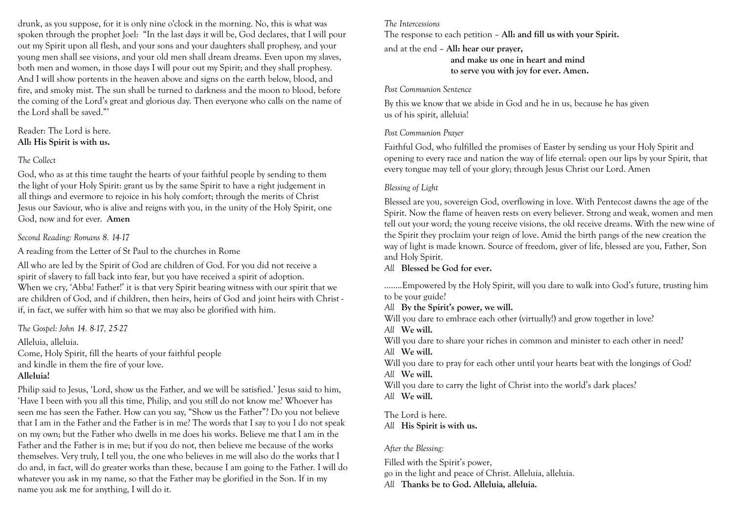drunk, as you suppose, for it is only nine o'clock in the morning. No, this is what was spoken through the prophet Joel: "In the last days it will be, God declares, that I will pour out my Spirit upon all flesh, and your sons and your daughters shall prophesy, and your young men shall see visions, and your old men shall dream dreams. Even upon my slaves, both men and women, in those days I will pour out my Spirit; and they shall prophesy. And I will show portents in the heaven above and signs on the earth below, blood, and fire, and smoky mist. The sun shall be turned to darkness and the moon to blood, before the coming of the Lord's great and glorious day. Then everyone who calls on the name of the Lord shall be saved."'

Reader: The Lord is here.
**All: His Spirit is with us.**

*The Collect*

God, who as at this time taught the hearts of your faithful people by sending to them the light of your Holy Spirit: grant us by the same Spirit to have a right judgement in all things and evermore to rejoice in his holy comfort; through the merits of Christ Jesus our Saviour, who is alive and reigns with you, in the unity of the Holy Spirit, one God, now and for ever. **Amen**

*Second Reading: Romans 8. 14-17*

A reading from the Letter of St Paul to the churches in Rome

All who are led by the Spirit of God are children of God. For you did not receive a spirit of slavery to fall back into fear, but you have received a spirit of adoption. When we cry, 'Abba! Father!' it is that very Spirit bearing witness with our spirit that we are children of God, and if children, then heirs, heirs of God and joint heirs with Christ - if, in fact, we suffer with him so that we may also be glorified with him.

*The Gospel: John 14. 8-17, 25-27*

Alleluia, alleluia.
Come, Holy Spirit, fill the hearts of your faithful people
and kindle in them the fire of your love.
**Alleluia!**

Philip said to Jesus, 'Lord, show us the Father, and we will be satisfied.' Jesus said to him, 'Have I been with you all this time, Philip, and you still do not know me? Whoever has seen me has seen the Father. How can you say, "Show us the Father"? Do you not believe that I am in the Father and the Father is in me? The words that I say to you I do not speak on my own; but the Father who dwells in me does his works. Believe me that I am in the Father and the Father is in me; but if you do not, then believe me because of the works themselves. Very truly, I tell you, the one who believes in me will also do the works that I do and, in fact, will do greater works than these, because I am going to the Father. I will do whatever you ask in my name, so that the Father may be glorified in the Son. If in my name you ask me for anything, I will do it.

*The Intercessions*

The response to each petition – **All: and fill us with your Spirit.**

and at the end – **All: hear our prayer,**
**and make us one in heart and mind**
**to serve you with joy for ever. Amen.**

*Post Communion Sentence*

By this we know that we abide in God and he in us, because he has given us of his spirit, alleluia!

*Post Communion Prayer*

Faithful God, who fulfilled the promises of Easter by sending us your Holy Spirit and opening to every race and nation the way of life eternal: open our lips by your Spirit, that every tongue may tell of your glory; through Jesus Christ our Lord. Amen

*Blessing of Light*

Blessed are you, sovereign God, overflowing in love. With Pentecost dawns the age of the Spirit. Now the flame of heaven rests on every believer. Strong and weak, women and men tell out your word; the young receive visions, the old receive dreams. With the new wine of the Spirit they proclaim your reign of love. Amid the birth pangs of the new creation the way of light is made known. Source of freedom, giver of life, blessed are you, Father, Son and Holy Spirit.

*All* **Blessed be God for ever.**

........Empowered by the Holy Spirit, will you dare to walk into God's future, trusting him to be your guide?
*All* **By the Spirit's power, we will.**
Will you dare to embrace each other (virtually!) and grow together in love?
*All* **We will.**
Will you dare to share your riches in common and minister to each other in need?
*All* **We will.**
Will you dare to pray for each other until your hearts beat with the longings of God?
*All* **We will.**
Will you dare to carry the light of Christ into the world's dark places?
*All* **We will.**

The Lord is here.
*All* **His Spirit is with us.**

*After the Blessing:*

Filled with the Spirit's power,
go in the light and peace of Christ. Alleluia, alleluia.
*All* **Thanks be to God. Alleluia, alleluia.**